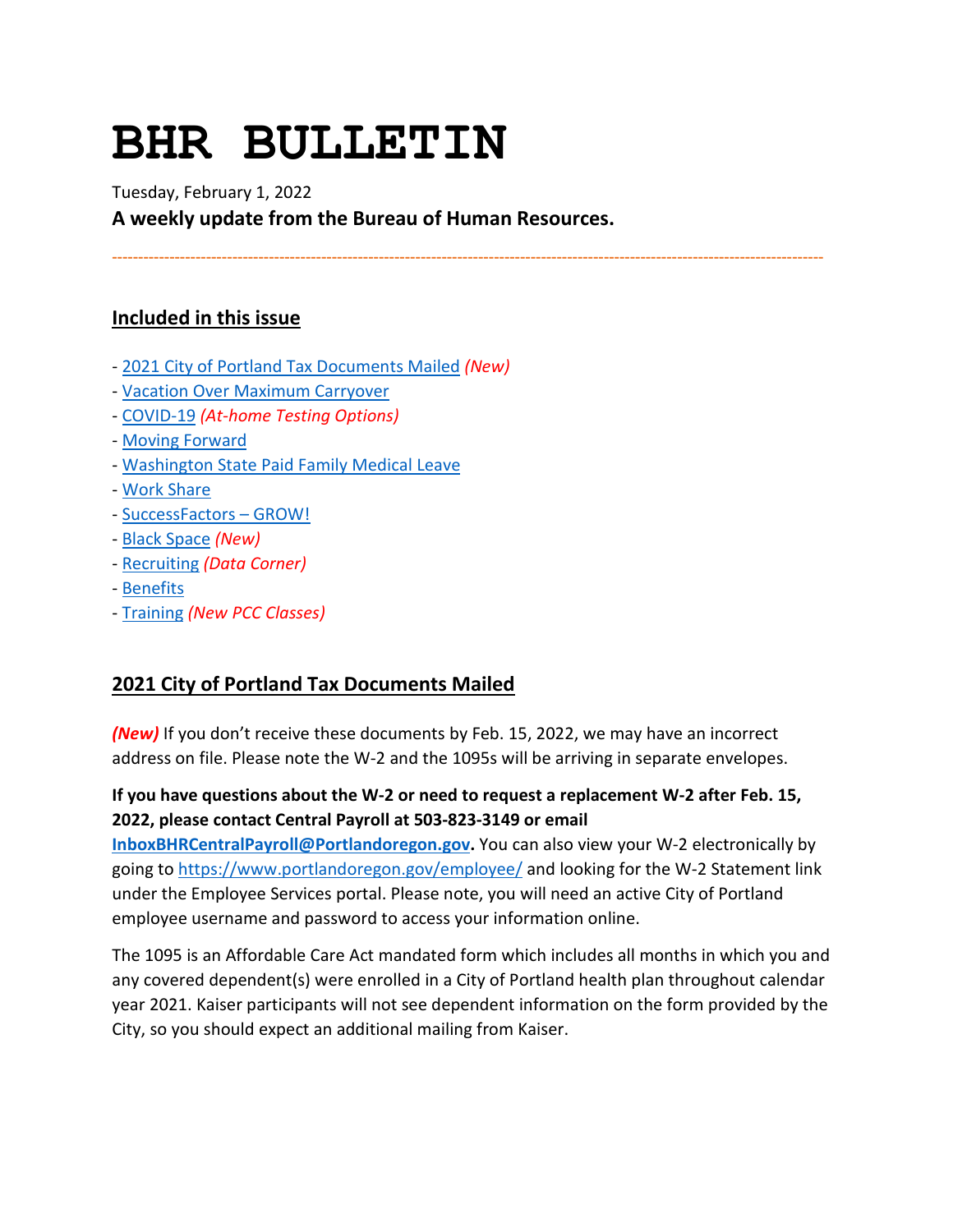# BHR BULLETIN

Tuesday, February 1, 2022

**A weekly update from the Bureau of Human Resources.**

---

## Included in this issue

- 2021 City of Portland Tax Documents Mailed *(New)*
- Vacation Over Maximum Carryover
- COVID-19 *(At-home Testing Options)*
- Moving Forward
- Washington State Paid Family Medical Leave
- Work Share
- SuccessFactors – GROW!
- Black Space *(New)*
- Recruiting *(Data Corner)*
- Benefits
- Training *(New PCC Classes)*

## 2021 City of Portland Tax Documents Mailed

***(New)*** If you don't receive these documents by Feb. 15, 2022, we may have an incorrect address on file. Please note the W-2 and the 1095s will be arriving in separate envelopes.

**If you have questions about the W-2 or need to request a replacement W-2 after Feb. 15, 2022, please contact Central Payroll at 503-823-3149 or email InboxBHRCentralPayroll@Portlandoregon.gov.** You can also view your W-2 electronically by going to https://www.portlandoregon.gov/employee/ and looking for the W-2 Statement link under the Employee Services portal. Please note, you will need an active City of Portland employee username and password to access your information online.

The 1095 is an Affordable Care Act mandated form which includes all months in which you and any covered dependent(s) were enrolled in a City of Portland health plan throughout calendar year 2021. Kaiser participants will not see dependent information on the form provided by the City, so you should expect an additional mailing from Kaiser.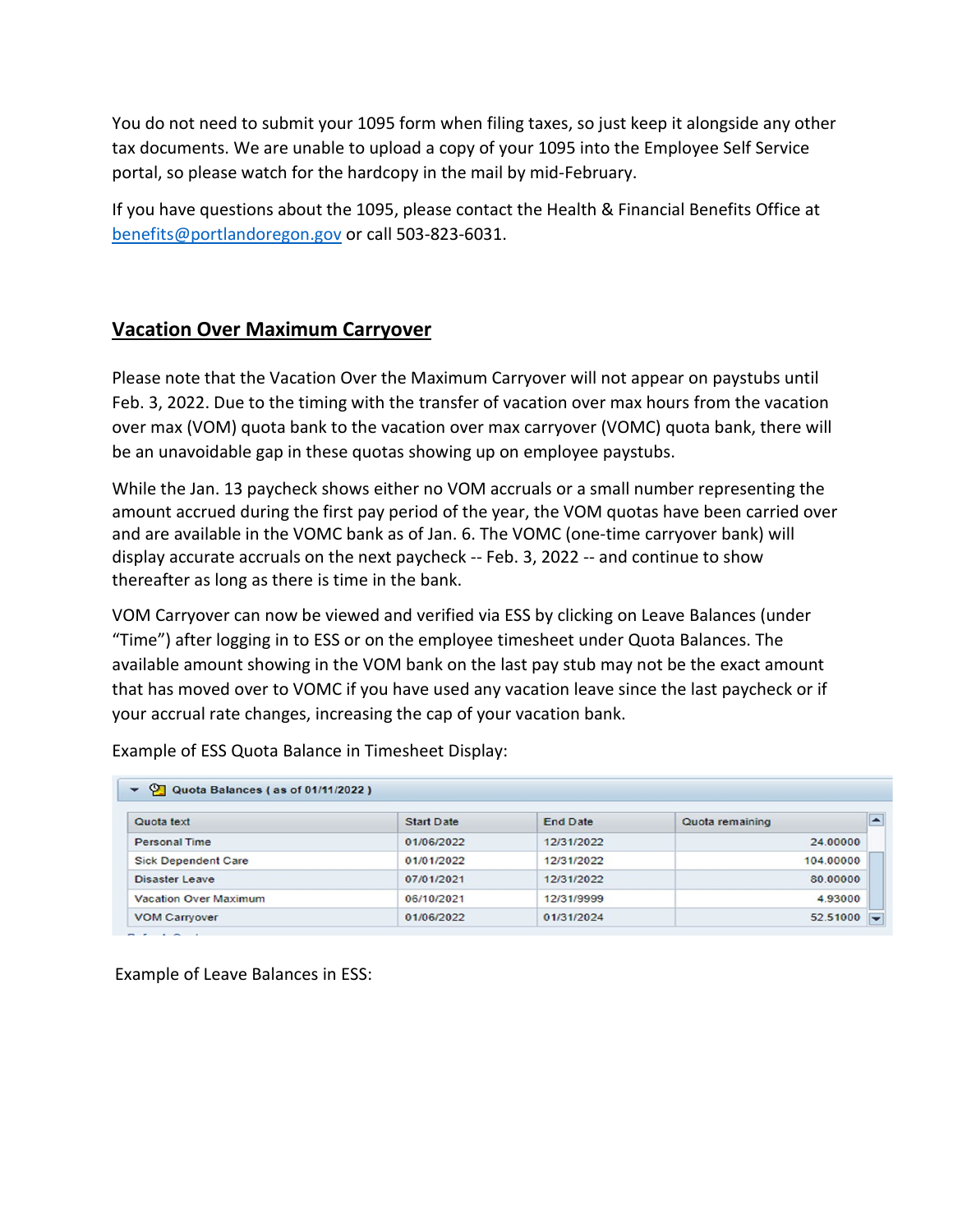You do not need to submit your 1095 form when filing taxes, so just keep it alongside any other tax documents. We are unable to upload a copy of your 1095 into the Employee Self Service portal, so please watch for the hardcopy in the mail by mid-February.

If you have questions about the 1095, please contact the Health & Financial Benefits Office at benefits@portlandoregon.gov or call 503-823-6031.

## Vacation Over Maximum Carryover

Please note that the Vacation Over the Maximum Carryover will not appear on paystubs until Feb. 3, 2022. Due to the timing with the transfer of vacation over max hours from the vacation over max (VOM) quota bank to the vacation over max carryover (VOMC) quota bank, there will be an unavoidable gap in these quotas showing up on employee paystubs.

While the Jan. 13 paycheck shows either no VOM accruals or a small number representing the amount accrued during the first pay period of the year, the VOM quotas have been carried over and are available in the VOMC bank as of Jan. 6. The VOMC (one-time carryover bank) will display accurate accruals on the next paycheck -- Feb. 3, 2022 -- and continue to show thereafter as long as there is time in the bank.

VOM Carryover can now be viewed and verified via ESS by clicking on Leave Balances (under "Time") after logging in to ESS or on the employee timesheet under Quota Balances. The available amount showing in the VOM bank on the last pay stub may not be the exact amount that has moved over to VOMC if you have used any vacation leave since the last paycheck or if your accrual rate changes, increasing the cap of your vacation bank.

Example of ESS Quota Balance in Timesheet Display:

**Quota Balances ( as of 01/11/2022 )**

| Quota text | Start Date | End Date | Quota remaining |
|---|---|---|---|
| Personal Time | 01/06/2022 | 12/31/2022 | 24.00000 |
| Sick Dependent Care | 01/01/2022 | 12/31/2022 | 104.00000 |
| Disaster Leave | 07/01/2021 | 12/31/2022 | 80.00000 |
| Vacation Over Maximum | 06/10/2021 | 12/31/9999 | 4.93000 |
| VOM Carryover | 01/06/2022 | 01/31/2024 | 52.51000 |

Example of Leave Balances in ESS: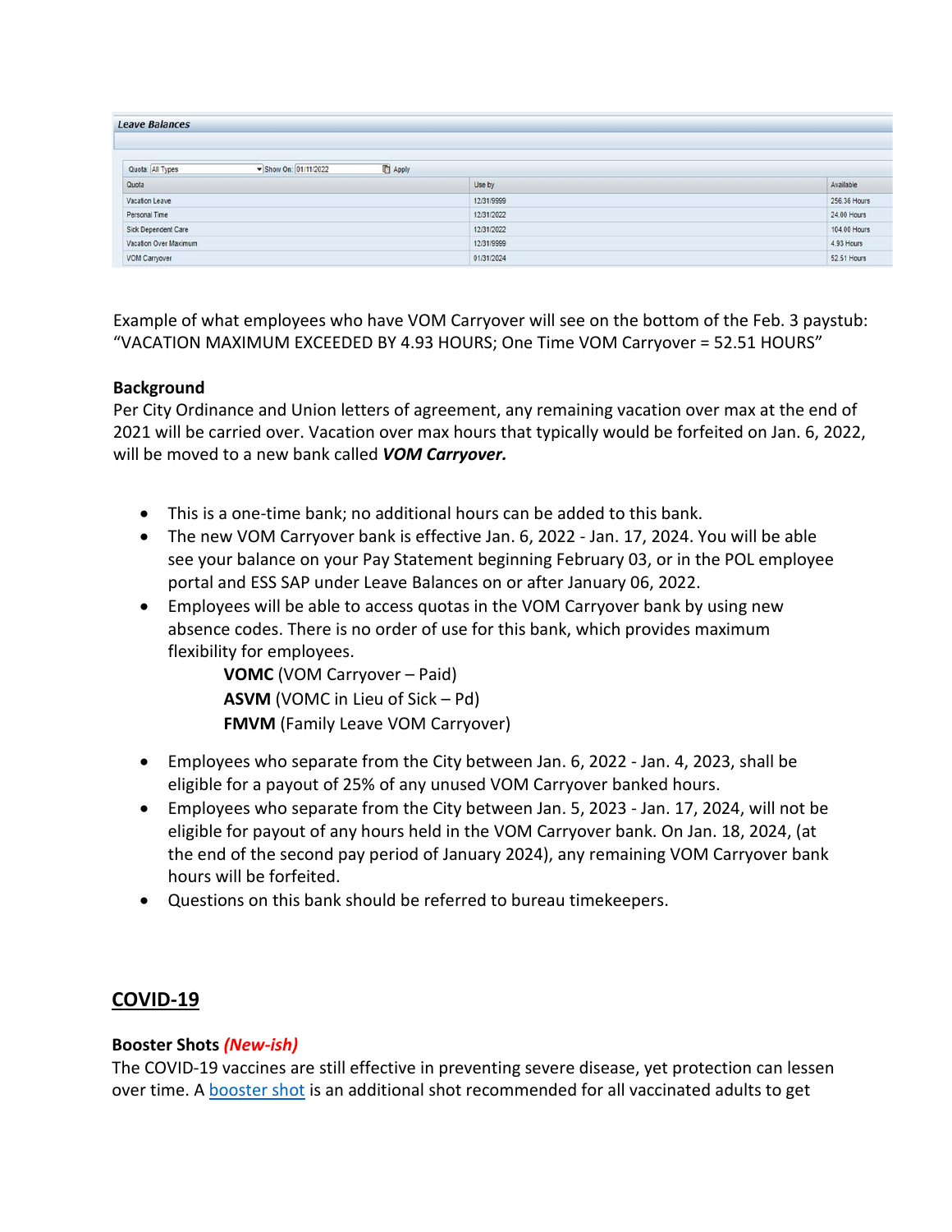**Leave Balances**

Quota: All Types | Show On: 01/11/2022 | Apply

| Quota | Use by | Available |
|---|---|---|
| Vacation Leave | 12/31/9999 | 256.36 Hours |
| Personal Time | 12/31/2022 | 24.00 Hours |
| Sick Dependent Care | 12/31/2022 | 104.00 Hours |
| Vacation Over Maximum | 12/31/9999 | 4.93 Hours |
| VOM Carryover | 01/31/2024 | 52.51 Hours |

Example of what employees who have VOM Carryover will see on the bottom of the Feb. 3 paystub: "VACATION MAXIMUM EXCEEDED BY 4.93 HOURS; One Time VOM Carryover = 52.51 HOURS"

**Background**

Per City Ordinance and Union letters of agreement, any remaining vacation over max at the end of 2021 will be carried over. Vacation over max hours that typically would be forfeited on Jan. 6, 2022, will be moved to a new bank called ***VOM Carryover.***

- This is a one-time bank; no additional hours can be added to this bank.
- The new VOM Carryover bank is effective Jan. 6, 2022 - Jan. 17, 2024. You will be able see your balance on your Pay Statement beginning February 03, or in the POL employee portal and ESS SAP under Leave Balances on or after January 06, 2022.
- Employees will be able to access quotas in the VOM Carryover bank by using new absence codes. There is no order of use for this bank, which provides maximum flexibility for employees.

  **VOMC** (VOM Carryover – Paid)
  **ASVM** (VOMC in Lieu of Sick – Pd)
  **FMVM** (Family Leave VOM Carryover)

- Employees who separate from the City between Jan. 6, 2022 - Jan. 4, 2023, shall be eligible for a payout of 25% of any unused VOM Carryover banked hours.
- Employees who separate from the City between Jan. 5, 2023 - Jan. 17, 2024, will not be eligible for payout of any hours held in the VOM Carryover bank. On Jan. 18, 2024, (at the end of the second pay period of January 2024), any remaining VOM Carryover bank hours will be forfeited.
- Questions on this bank should be referred to bureau timekeepers.

## COVID-19

**Booster Shots *(New-ish)***

The COVID-19 vaccines are still effective in preventing severe disease, yet protection can lessen over time. A booster shot is an additional shot recommended for all vaccinated adults to get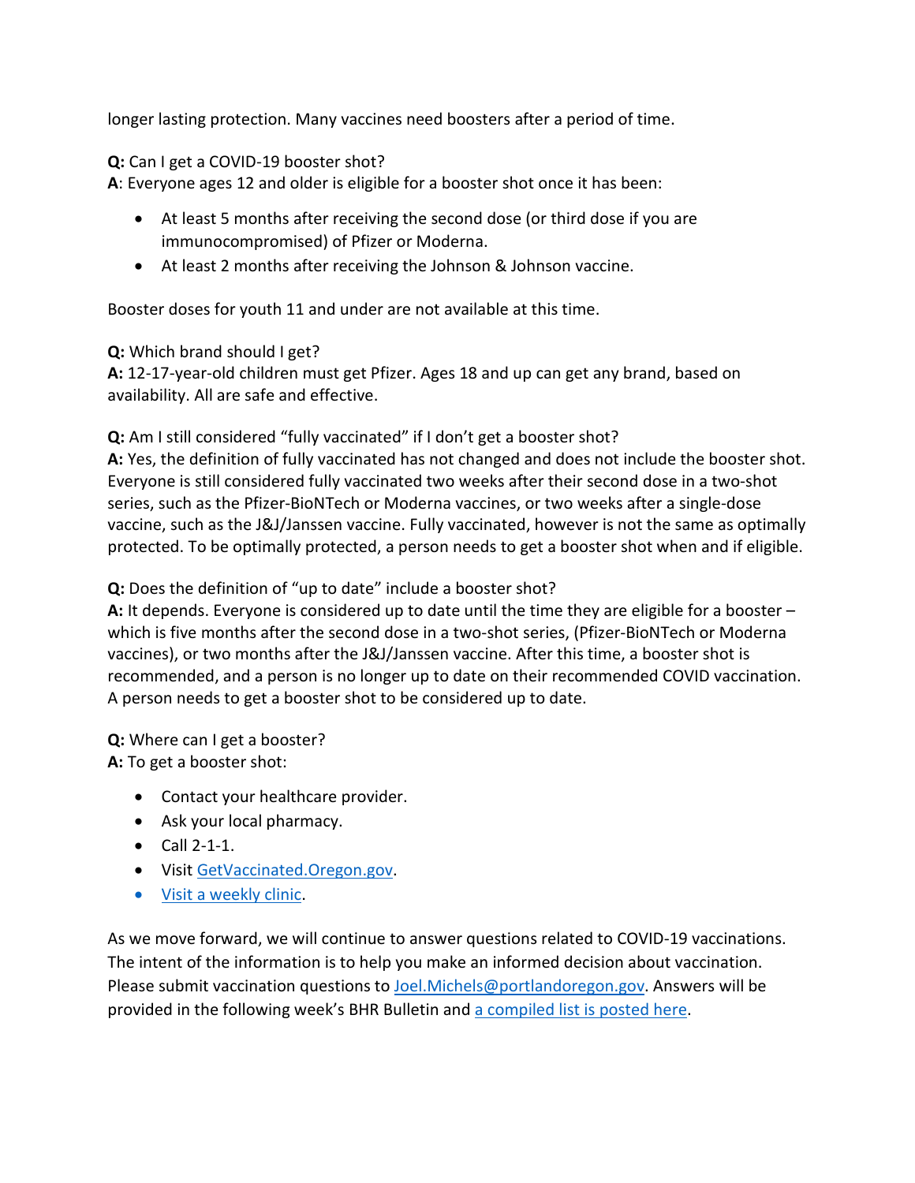longer lasting protection. Many vaccines need boosters after a period of time.

**Q:** Can I get a COVID-19 booster shot?
**A**: Everyone ages 12 and older is eligible for a booster shot once it has been:

- At least 5 months after receiving the second dose (or third dose if you are immunocompromised) of Pfizer or Moderna.
- At least 2 months after receiving the Johnson & Johnson vaccine.

Booster doses for youth 11 and under are not available at this time.

**Q:** Which brand should I get?
**A:** 12-17-year-old children must get Pfizer. Ages 18 and up can get any brand, based on availability. All are safe and effective.

**Q:** Am I still considered "fully vaccinated" if I don't get a booster shot?
**A:** Yes, the definition of fully vaccinated has not changed and does not include the booster shot. Everyone is still considered fully vaccinated two weeks after their second dose in a two-shot series, such as the Pfizer-BioNTech or Moderna vaccines, or two weeks after a single-dose vaccine, such as the J&J/Janssen vaccine. Fully vaccinated, however is not the same as optimally protected. To be optimally protected, a person needs to get a booster shot when and if eligible.

**Q:** Does the definition of "up to date" include a booster shot?
**A:** It depends. Everyone is considered up to date until the time they are eligible for a booster – which is five months after the second dose in a two-shot series, (Pfizer-BioNTech or Moderna vaccines), or two months after the J&J/Janssen vaccine. After this time, a booster shot is recommended, and a person is no longer up to date on their recommended COVID vaccination. A person needs to get a booster shot to be considered up to date.

**Q:** Where can I get a booster?
**A:** To get a booster shot:

- Contact your healthcare provider.
- Ask your local pharmacy.
- Call 2-1-1.
- Visit GetVaccinated.Oregon.gov.
- Visit a weekly clinic.

As we move forward, we will continue to answer questions related to COVID-19 vaccinations. The intent of the information is to help you make an informed decision about vaccination. Please submit vaccination questions to Joel.Michels@portlandoregon.gov. Answers will be provided in the following week's BHR Bulletin and a compiled list is posted here.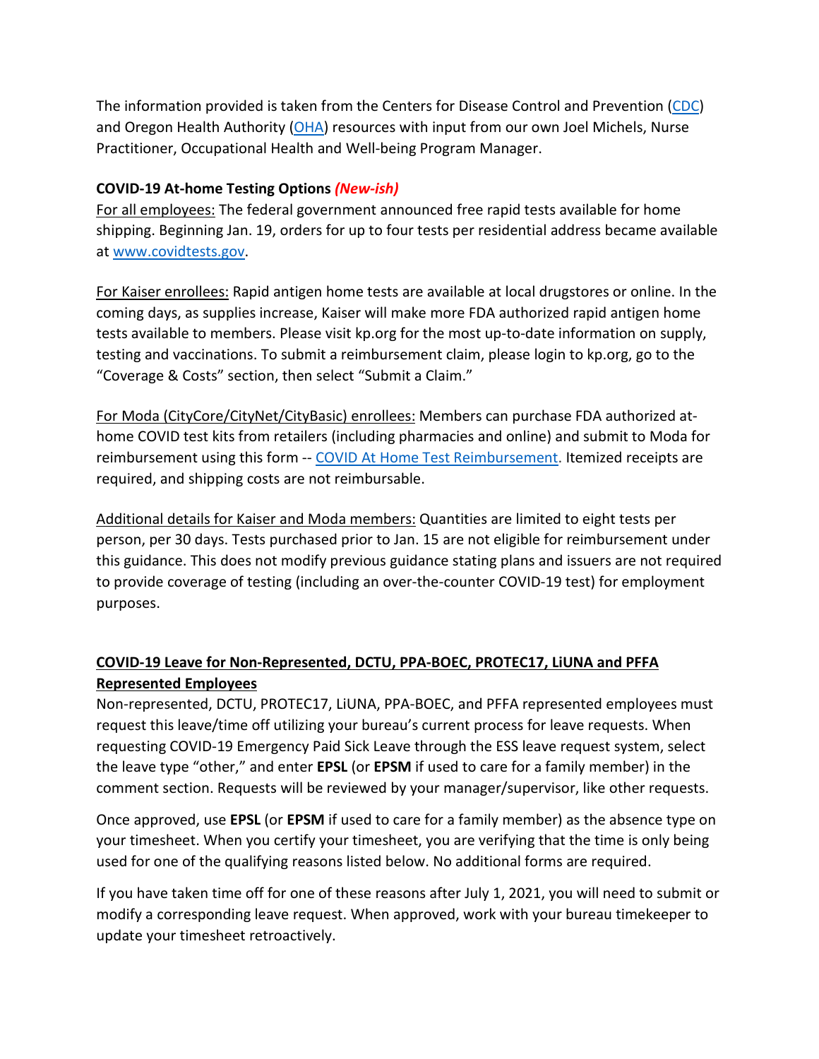The information provided is taken from the Centers for Disease Control and Prevention ([CDC](CDC)) and Oregon Health Authority ([OHA](OHA)) resources with input from our own Joel Michels, Nurse Practitioner, Occupational Health and Well-being Program Manager.

**COVID-19 At-home Testing Options** ***(New-ish)***

For all employees: The federal government announced free rapid tests available for home shipping. Beginning Jan. 19, orders for up to four tests per residential address became available at www.covidtests.gov.

For Kaiser enrollees: Rapid antigen home tests are available at local drugstores or online. In the coming days, as supplies increase, Kaiser will make more FDA authorized rapid antigen home tests available to members. Please visit kp.org for the most up-to-date information on supply, testing and vaccinations. To submit a reimbursement claim, please login to kp.org, go to the "Coverage & Costs" section, then select "Submit a Claim."

For Moda (CityCore/CityNet/CityBasic) enrollees: Members can purchase FDA authorized at-home COVID test kits from retailers (including pharmacies and online) and submit to Moda for reimbursement using this form -- COVID At Home Test Reimbursement. Itemized receipts are required, and shipping costs are not reimbursable.

Additional details for Kaiser and Moda members: Quantities are limited to eight tests per person, per 30 days. Tests purchased prior to Jan. 15 are not eligible for reimbursement under this guidance. This does not modify previous guidance stating plans and issuers are not required to provide coverage of testing (including an over-the-counter COVID-19 test) for employment purposes.

**COVID-19 Leave for Non-Represented, DCTU, PPA-BOEC, PROTEC17, LiUNA and PFFA Represented Employees**

Non-represented, DCTU, PROTEC17, LiUNA, PPA-BOEC, and PFFA represented employees must request this leave/time off utilizing your bureau's current process for leave requests. When requesting COVID-19 Emergency Paid Sick Leave through the ESS leave request system, select the leave type "other," and enter **EPSL** (or **EPSM** if used to care for a family member) in the comment section. Requests will be reviewed by your manager/supervisor, like other requests.

Once approved, use **EPSL** (or **EPSM** if used to care for a family member) as the absence type on your timesheet. When you certify your timesheet, you are verifying that the time is only being used for one of the qualifying reasons listed below. No additional forms are required.

If you have taken time off for one of these reasons after July 1, 2021, you will need to submit or modify a corresponding leave request. When approved, work with your bureau timekeeper to update your timesheet retroactively.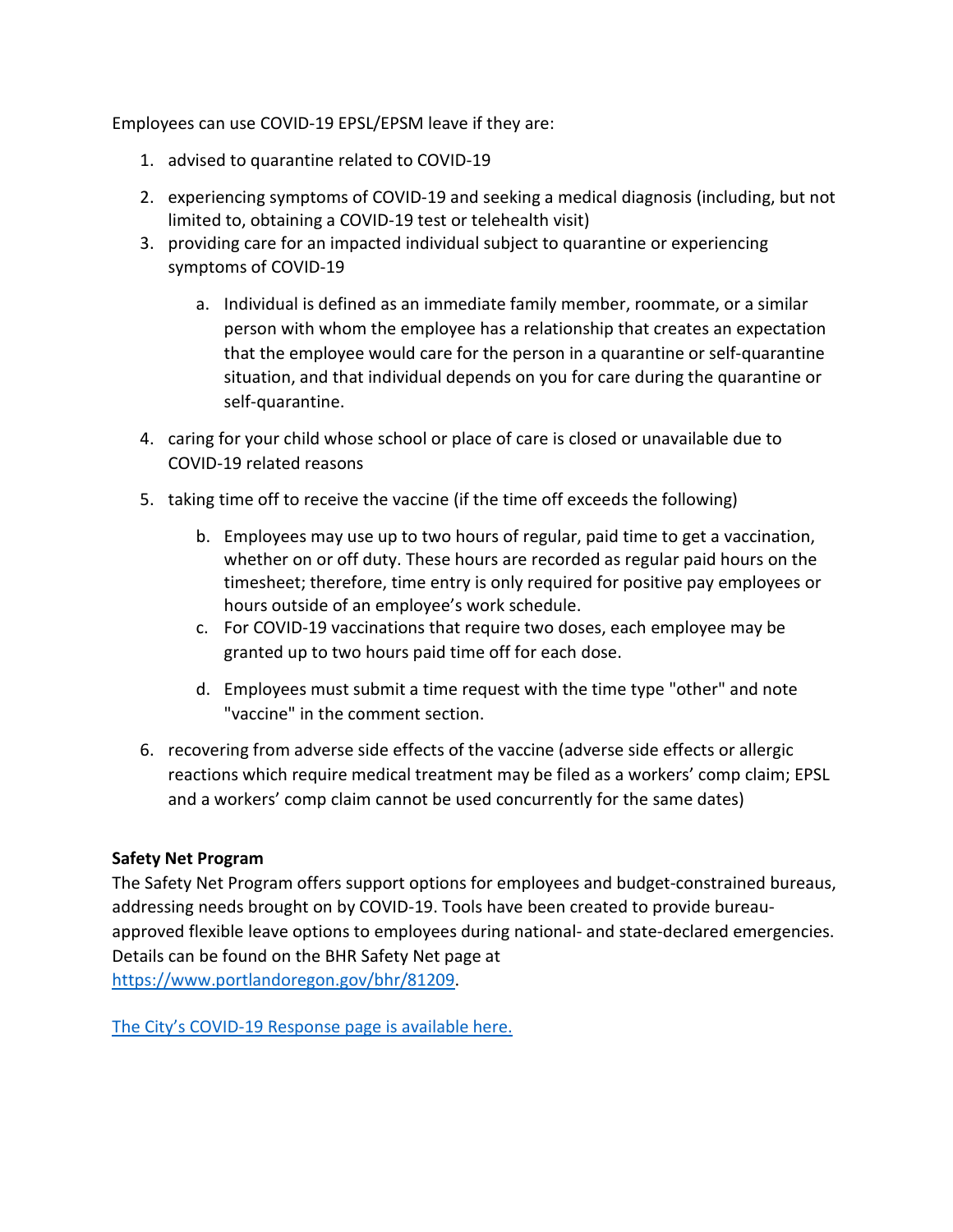Employees can use COVID-19 EPSL/EPSM leave if they are:

1. advised to quarantine related to COVID-19
2. experiencing symptoms of COVID-19 and seeking a medical diagnosis (including, but not limited to, obtaining a COVID-19 test or telehealth visit)
3. providing care for an impacted individual subject to quarantine or experiencing symptoms of COVID-19
    a. Individual is defined as an immediate family member, roommate, or a similar person with whom the employee has a relationship that creates an expectation that the employee would care for the person in a quarantine or self-quarantine situation, and that individual depends on you for care during the quarantine or self-quarantine.
4. caring for your child whose school or place of care is closed or unavailable due to COVID-19 related reasons
5. taking time off to receive the vaccine (if the time off exceeds the following)
    b. Employees may use up to two hours of regular, paid time to get a vaccination, whether on or off duty. These hours are recorded as regular paid hours on the timesheet; therefore, time entry is only required for positive pay employees or hours outside of an employee's work schedule.
    c. For COVID-19 vaccinations that require two doses, each employee may be granted up to two hours paid time off for each dose.
    d. Employees must submit a time request with the time type "other" and note "vaccine" in the comment section.
6. recovering from adverse side effects of the vaccine (adverse side effects or allergic reactions which require medical treatment may be filed as a workers' comp claim; EPSL and a workers' comp claim cannot be used concurrently for the same dates)

**Safety Net Program**

The Safety Net Program offers support options for employees and budget-constrained bureaus, addressing needs brought on by COVID-19. Tools have been created to provide bureau-approved flexible leave options to employees during national- and state-declared emergencies. Details can be found on the BHR Safety Net page at https://www.portlandoregon.gov/bhr/81209.

The City's COVID-19 Response page is available here.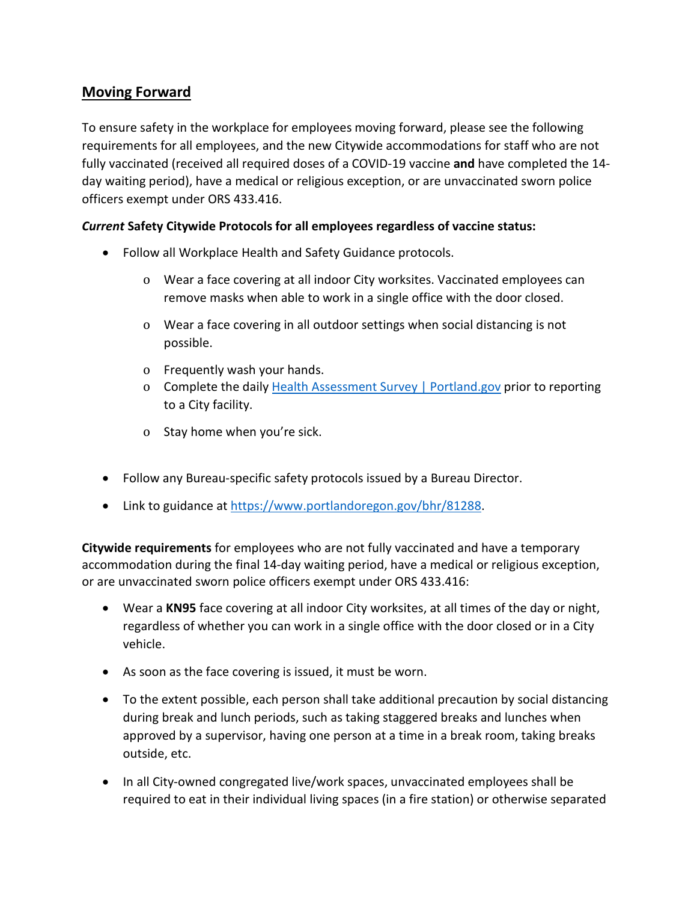## Moving Forward

To ensure safety in the workplace for employees moving forward, please see the following requirements for all employees, and the new Citywide accommodations for staff who are not fully vaccinated (received all required doses of a COVID-19 vaccine **and** have completed the 14-day waiting period), have a medical or religious exception, or are unvaccinated sworn police officers exempt under ORS 433.416.

***Current* Safety Citywide Protocols for all employees regardless of vaccine status:**

- Follow all Workplace Health and Safety Guidance protocols.
  - Wear a face covering at all indoor City worksites. Vaccinated employees can remove masks when able to work in a single office with the door closed.
  - Wear a face covering in all outdoor settings when social distancing is not possible.
  - Frequently wash your hands.
  - Complete the daily [Health Assessment Survey | Portland.gov](Health Assessment Survey | Portland.gov) prior to reporting to a City facility.
  - Stay home when you're sick.
- Follow any Bureau-specific safety protocols issued by a Bureau Director.
- Link to guidance at [https://www.portlandoregon.gov/bhr/81288](https://www.portlandoregon.gov/bhr/81288).

**Citywide requirements** for employees who are not fully vaccinated and have a temporary accommodation during the final 14-day waiting period, have a medical or religious exception, or are unvaccinated sworn police officers exempt under ORS 433.416:

- Wear a **KN95** face covering at all indoor City worksites, at all times of the day or night, regardless of whether you can work in a single office with the door closed or in a City vehicle.
- As soon as the face covering is issued, it must be worn.
- To the extent possible, each person shall take additional precaution by social distancing during break and lunch periods, such as taking staggered breaks and lunches when approved by a supervisor, having one person at a time in a break room, taking breaks outside, etc.
- In all City-owned congregated live/work spaces, unvaccinated employees shall be required to eat in their individual living spaces (in a fire station) or otherwise separated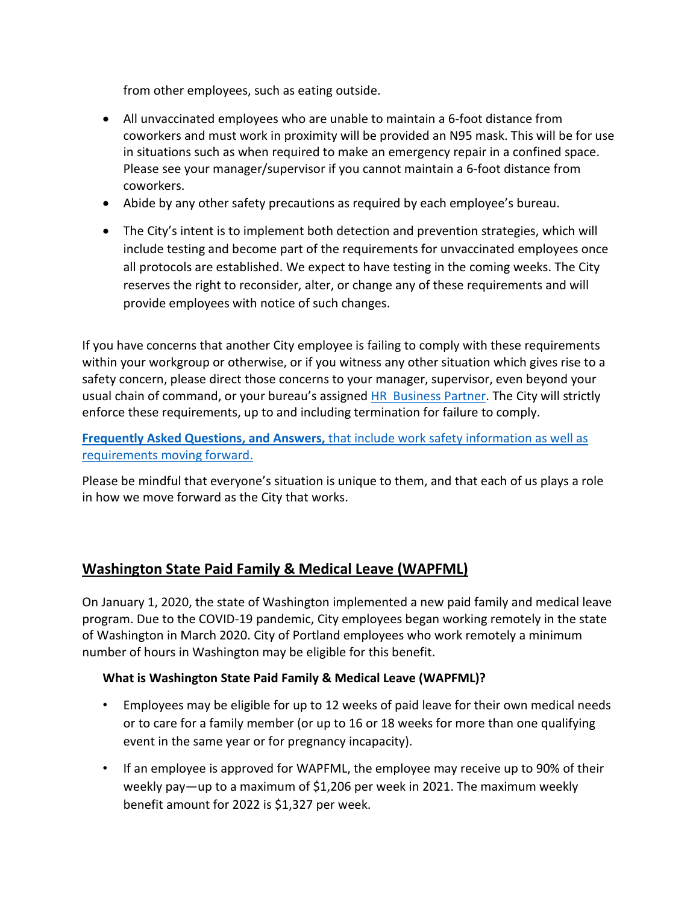from other employees, such as eating outside.

- All unvaccinated employees who are unable to maintain a 6-foot distance from coworkers and must work in proximity will be provided an N95 mask. This will be for use in situations such as when required to make an emergency repair in a confined space. Please see your manager/supervisor if you cannot maintain a 6-foot distance from coworkers.
- Abide by any other safety precautions as required by each employee's bureau.
- The City's intent is to implement both detection and prevention strategies, which will include testing and become part of the requirements for unvaccinated employees once all protocols are established. We expect to have testing in the coming weeks. The City reserves the right to reconsider, alter, or change any of these requirements and will provide employees with notice of such changes.

If you have concerns that another City employee is failing to comply with these requirements within your workgroup or otherwise, or if you witness any other situation which gives rise to a safety concern, please direct those concerns to your manager, supervisor, even beyond your usual chain of command, or your bureau's assigned HR Business Partner. The City will strictly enforce these requirements, up to and including termination for failure to comply.

**Frequently Asked Questions, and Answers,** that include work safety information as well as requirements moving forward.

Please be mindful that everyone's situation is unique to them, and that each of us plays a role in how we move forward as the City that works.

## Washington State Paid Family & Medical Leave (WAPFML)

On January 1, 2020, the state of Washington implemented a new paid family and medical leave program. Due to the COVID-19 pandemic, City employees began working remotely in the state of Washington in March 2020. City of Portland employees who work remotely a minimum number of hours in Washington may be eligible for this benefit.

### What is Washington State Paid Family & Medical Leave (WAPFML)?

- Employees may be eligible for up to 12 weeks of paid leave for their own medical needs or to care for a family member (or up to 16 or 18 weeks for more than one qualifying event in the same year or for pregnancy incapacity).
- If an employee is approved for WAPFML, the employee may receive up to 90% of their weekly pay—up to a maximum of $1,206 per week in 2021. The maximum weekly benefit amount for 2022 is $1,327 per week.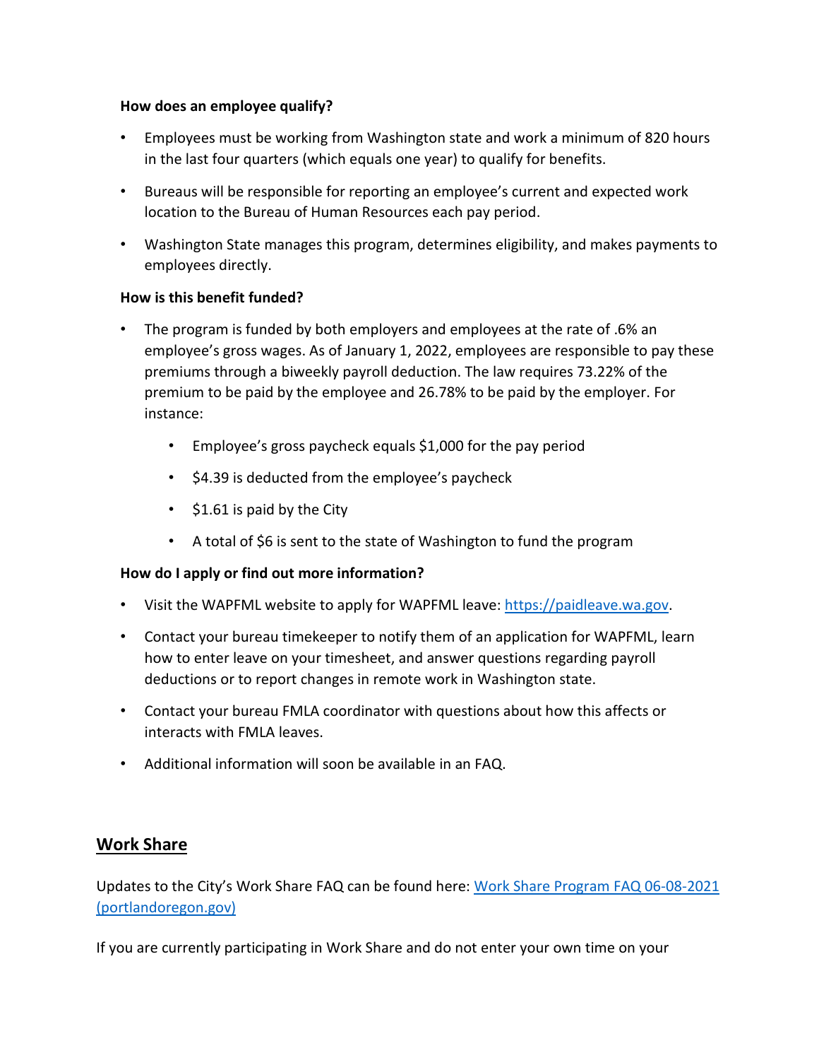**How does an employee qualify?**

- Employees must be working from Washington state and work a minimum of 820 hours in the last four quarters (which equals one year) to qualify for benefits.
- Bureaus will be responsible for reporting an employee's current and expected work location to the Bureau of Human Resources each pay period.
- Washington State manages this program, determines eligibility, and makes payments to employees directly.

**How is this benefit funded?**

- The program is funded by both employers and employees at the rate of .6% an employee's gross wages. As of January 1, 2022, employees are responsible to pay these premiums through a biweekly payroll deduction. The law requires 73.22% of the premium to be paid by the employee and 26.78% to be paid by the employer. For instance:
  - Employee's gross paycheck equals $1,000 for the pay period
  - $4.39 is deducted from the employee's paycheck
  - $1.61 is paid by the City
  - A total of $6 is sent to the state of Washington to fund the program

**How do I apply or find out more information?**

- Visit the WAPFML website to apply for WAPFML leave: [https://paidleave.wa.gov](https://paidleave.wa.gov).
- Contact your bureau timekeeper to notify them of an application for WAPFML, learn how to enter leave on your timesheet, and answer questions regarding payroll deductions or to report changes in remote work in Washington state.
- Contact your bureau FMLA coordinator with questions about how this affects or interacts with FMLA leaves.
- Additional information will soon be available in an FAQ.

## Work Share

Updates to the City's Work Share FAQ can be found here: [Work Share Program FAQ 06-08-2021 (portlandoregon.gov)]()

If you are currently participating in Work Share and do not enter your own time on your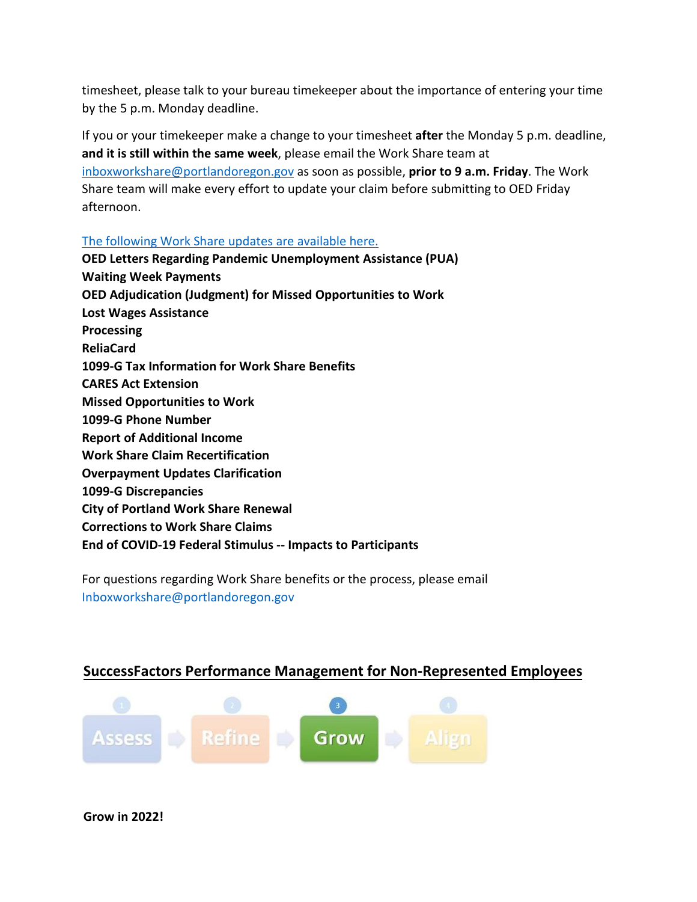timesheet, please talk to your bureau timekeeper about the importance of entering your time by the 5 p.m. Monday deadline.

If you or your timekeeper make a change to your timesheet **after** the Monday 5 p.m. deadline, **and it is still within the same week**, please email the Work Share team at inboxworkshare@portlandoregon.gov as soon as possible, **prior to 9 a.m. Friday**. The Work Share team will make every effort to update your claim before submitting to OED Friday afternoon.

The following Work Share updates are available here.

**OED Letters Regarding Pandemic Unemployment Assistance (PUA)**
**Waiting Week Payments**
**OED Adjudication (Judgment) for Missed Opportunities to Work**
**Lost Wages Assistance**
**Processing**
**ReliaCard**
**1099-G Tax Information for Work Share Benefits**
**CARES Act Extension**
**Missed Opportunities to Work**
**1099-G Phone Number**
**Report of Additional Income**
**Work Share Claim Recertification**
**Overpayment Updates Clarification**
**1099-G Discrepancies**
**City of Portland Work Share Renewal**
**Corrections to Work Share Claims**
**End of COVID-19 Federal Stimulus -- Impacts to Participants**

For questions regarding Work Share benefits or the process, please email Inboxworkshare@portlandoregon.gov

## SuccessFactors Performance Management for Non-Represented Employees

1 Assess → 2 Refine → 3 **Grow** → 4 Align

**Grow in 2022!**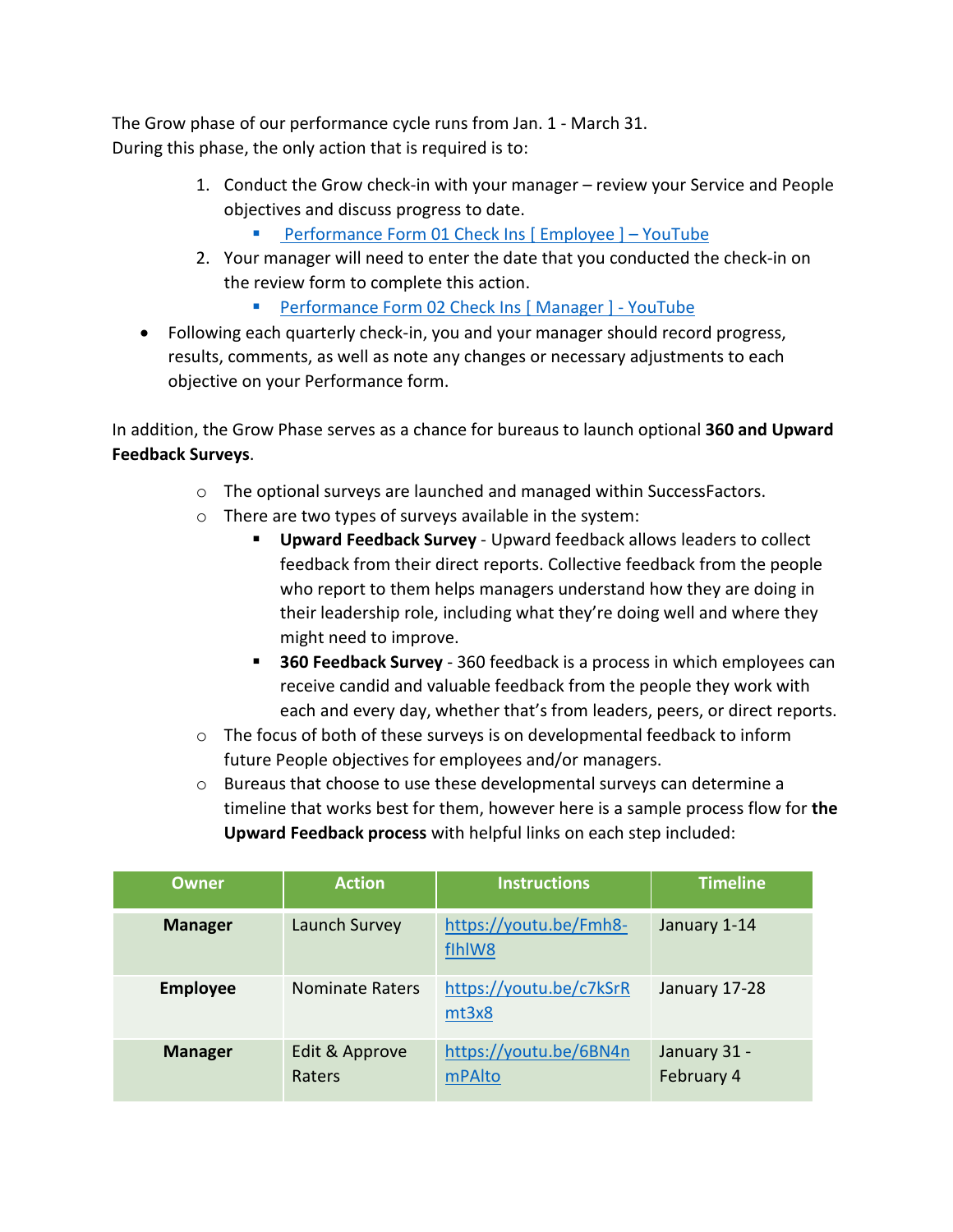The Grow phase of our performance cycle runs from Jan. 1 - March 31.
During this phase, the only action that is required is to:

1. Conduct the Grow check-in with your manager – review your Service and People objectives and discuss progress to date.
   - Performance Form 01 Check Ins [ Employee ] – YouTube
2. Your manager will need to enter the date that you conducted the check-in on the review form to complete this action.
   - Performance Form 02 Check Ins [ Manager ] - YouTube

- Following each quarterly check-in, you and your manager should record progress, results, comments, as well as note any changes or necessary adjustments to each objective on your Performance form.

In addition, the Grow Phase serves as a chance for bureaus to launch optional **360 and Upward Feedback Surveys**.

- The optional surveys are launched and managed within SuccessFactors.
- There are two types of surveys available in the system:
  - **Upward Feedback Survey** - Upward feedback allows leaders to collect feedback from their direct reports. Collective feedback from the people who report to them helps managers understand how they are doing in their leadership role, including what they're doing well and where they might need to improve.
  - **360 Feedback Survey** - 360 feedback is a process in which employees can receive candid and valuable feedback from the people they work with each and every day, whether that's from leaders, peers, or direct reports.
- The focus of both of these surveys is on developmental feedback to inform future People objectives for employees and/or managers.
- Bureaus that choose to use these developmental surveys can determine a timeline that works best for them, however here is a sample process flow for **the Upward Feedback process** with helpful links on each step included:

| Owner | Action | Instructions | Timeline |
|---|---|---|---|
| **Manager** | Launch Survey | https://youtu.be/Fmh8-flhlW8 | January 1-14 |
| **Employee** | Nominate Raters | https://youtu.be/c7kSrRmt3x8 | January 17-28 |
| **Manager** | Edit & Approve Raters | https://youtu.be/6BN4nmPAlto | January 31 - February 4 |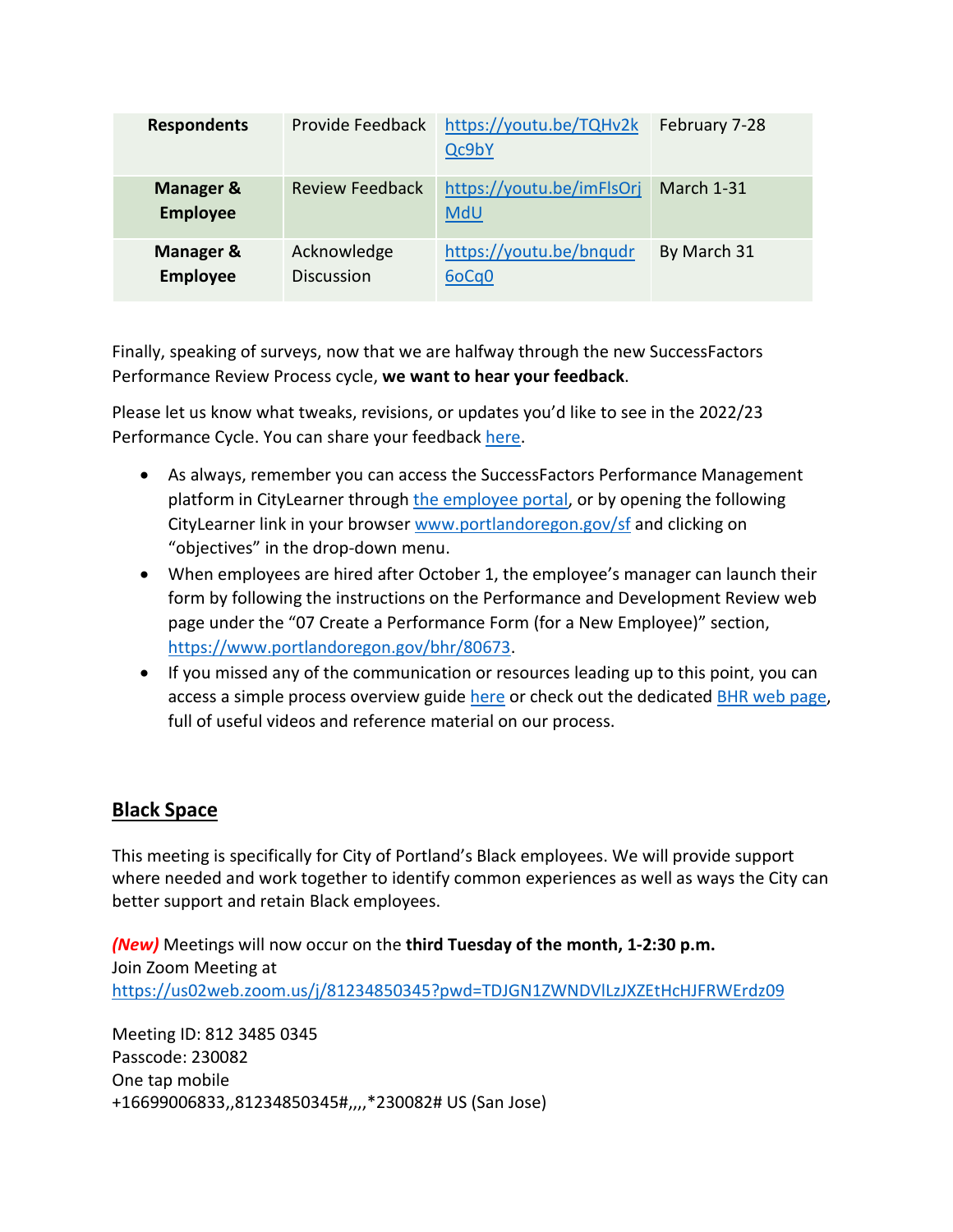| Respondents | Provide Feedback | https://youtu.be/TQHv2kQc9bY | February 7-28 |
|---|---|---|---|
| Manager & Employee | Review Feedback | https://youtu.be/imFlsOrjMdU | March 1-31 |
| Manager & Employee | Acknowledge Discussion | https://youtu.be/bnqudr6oCq0 | By March 31 |

Finally, speaking of surveys, now that we are halfway through the new SuccessFactors Performance Review Process cycle, **we want to hear your feedback**.

Please let us know what tweaks, revisions, or updates you'd like to see in the 2022/23 Performance Cycle. You can share your feedback here.

- As always, remember you can access the SuccessFactors Performance Management platform in CityLearner through the employee portal, or by opening the following CityLearner link in your browser www.portlandoregon.gov/sf and clicking on "objectives" in the drop-down menu.
- When employees are hired after October 1, the employee's manager can launch their form by following the instructions on the Performance and Development Review web page under the "07 Create a Performance Form (for a New Employee)" section, https://www.portlandoregon.gov/bhr/80673.
- If you missed any of the communication or resources leading up to this point, you can access a simple process overview guide here or check out the dedicated BHR web page, full of useful videos and reference material on our process.

## Black Space

This meeting is specifically for City of Portland's Black employees. We will provide support where needed and work together to identify common experiences as well as ways the City can better support and retain Black employees.

***(New)*** Meetings will now occur on the **third Tuesday of the month, 1-2:30 p.m.**
Join Zoom Meeting at
https://us02web.zoom.us/j/81234850345?pwd=TDJGN1ZWNDVlLzJXZEtHcHJFRWErdz09

Meeting ID: 812 3485 0345
Passcode: 230082
One tap mobile
+16699006833,,81234850345#,,,,*230082# US (San Jose)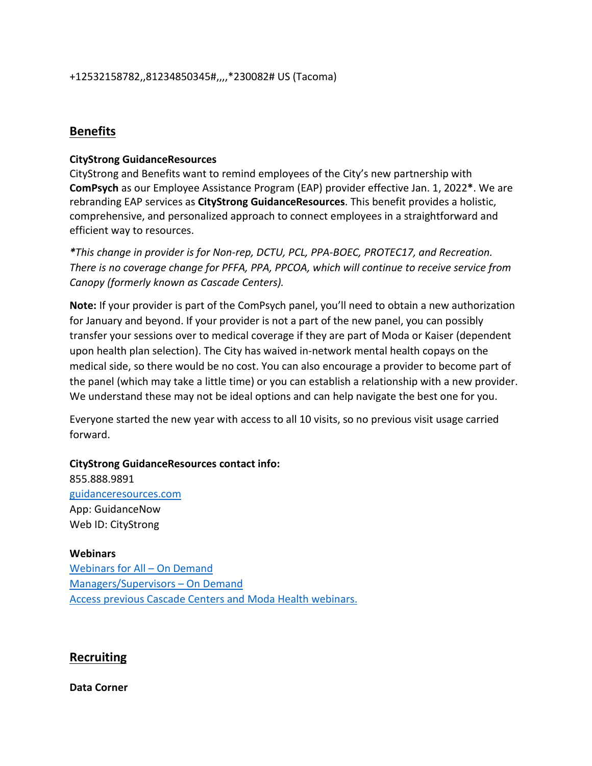+12532158782,,81234850345#,,,,*230082# US (Tacoma)

## Benefits

**CityStrong GuidanceResources**

CityStrong and Benefits want to remind employees of the City's new partnership with **ComPsych** as our Employee Assistance Program (EAP) provider effective Jan. 1, 2022**\***. We are rebranding EAP services as **CityStrong GuidanceResources**. This benefit provides a holistic, comprehensive, and personalized approach to connect employees in a straightforward and efficient way to resources.

***This change in provider is for Non-rep, DCTU, PCL, PPA-BOEC, PROTEC17, and Recreation. There is no coverage change for PFFA, PPA, PPCOA, which will continue to receive service from Canopy (formerly known as Cascade Centers).*

**Note:** If your provider is part of the ComPsych panel, you'll need to obtain a new authorization for January and beyond. If your provider is not a part of the new panel, you can possibly transfer your sessions over to medical coverage if they are part of Moda or Kaiser (dependent upon health plan selection). The City has waived in-network mental health copays on the medical side, so there would be no cost. You can also encourage a provider to become part of the panel (which may take a little time) or you can establish a relationship with a new provider. We understand these may not be ideal options and can help navigate the best one for you.

Everyone started the new year with access to all 10 visits, so no previous visit usage carried forward.

**CityStrong GuidanceResources contact info:**
855.888.9891
guidanceresources.com
App: GuidanceNow
Web ID: CityStrong

**Webinars**
Webinars for All – On Demand
Managers/Supervisors – On Demand
Access previous Cascade Centers and Moda Health webinars.

## Recruiting

**Data Corner**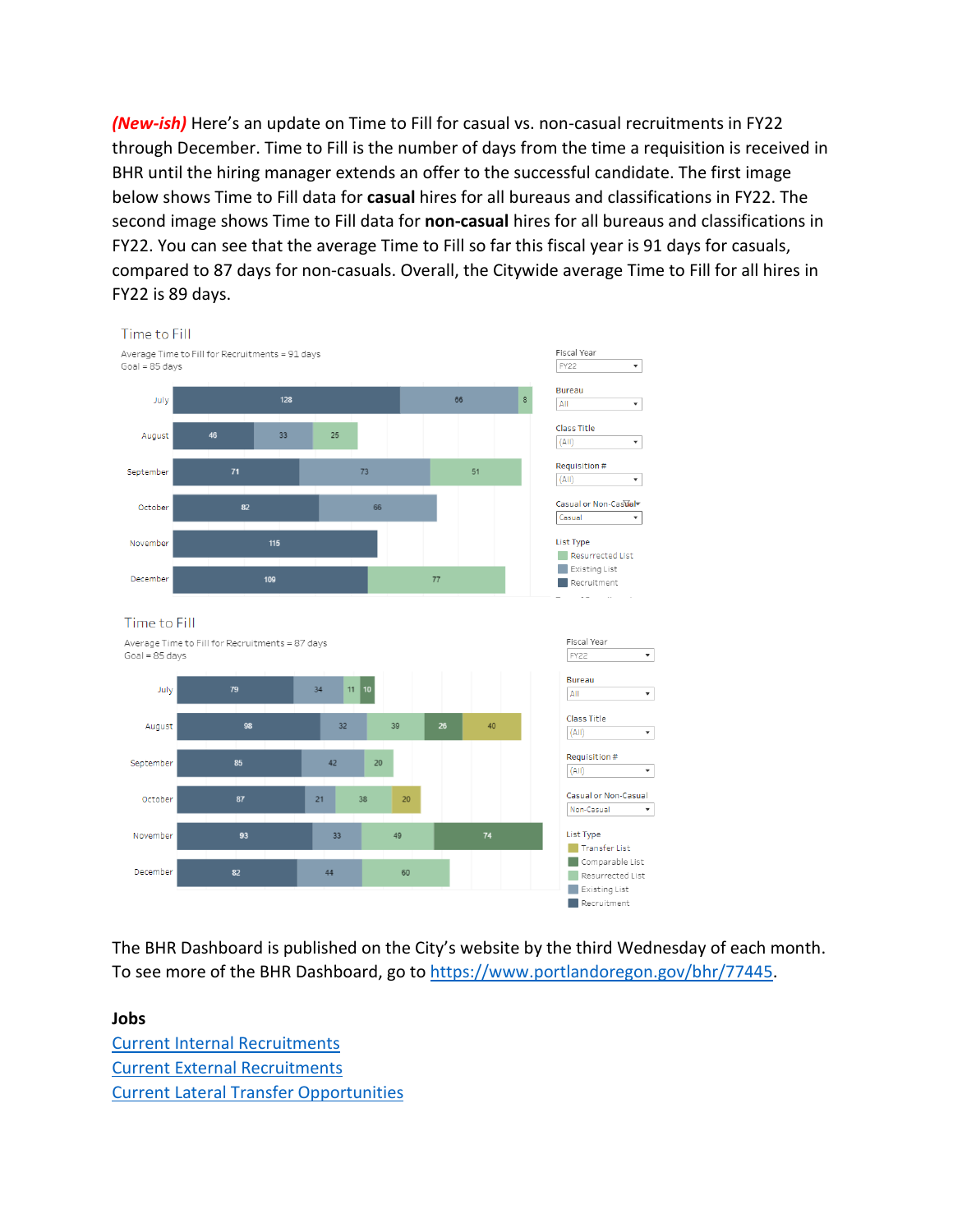***(New-ish)*** Here's an update on Time to Fill for casual vs. non-casual recruitments in FY22 through December. Time to Fill is the number of days from the time a requisition is received in BHR until the hiring manager extends an offer to the successful candidate. The first image below shows Time to Fill data for **casual** hires for all bureaus and classifications in FY22. The second image shows Time to Fill data for **non-casual** hires for all bureaus and classifications in FY22. You can see that the average Time to Fill so far this fiscal year is 91 days for casuals, compared to 87 days for non-casuals. Overall, the Citywide average Time to Fill for all hires in FY22 is 89 days.

**Time to Fill**

Average Time to Fill for Recruitments = 91 days
Goal = 85 days

Filters: Fiscal Year: FY22; Bureau: All; Class Title: (All); Requisition #: (All); Casual or Non-Casual: Casual

| Month | Recruitment | Existing List | Resurrected List |
|---|---|---|---|
| July | 128 | 66 | 8 |
| August | 46 | 33 | 25 |
| September | 71 | 73 | 51 |
| October | 82 | 66 | |
| November | 115 | | |
| December | 109 | | 77 |

**Time to Fill**

Average Time to Fill for Recruitments = 87 days
Goal = 85 days

Filters: Fiscal Year: FY22; Bureau: All; Class Title: (All); Requisition #: (All); Casual or Non-Casual: Non-Casual

| Month | Recruitment | Existing List | Resurrected List | Comparable List | Transfer List |
|---|---|---|---|---|---|
| July | 79 | 34 | 11 | 10 | |
| August | 98 | 32 | 39 | 26 | 40 |
| September | 85 | 42 | 20 | | |
| October | 87 | 21 | 38 | | 20 |
| November | 93 | 33 | 49 | 74 | |
| December | 82 | 44 | 60 | | |

The BHR Dashboard is published on the City's website by the third Wednesday of each month. To see more of the BHR Dashboard, go to https://www.portlandoregon.gov/bhr/77445.

**Jobs**

Current Internal Recruitments
Current External Recruitments
Current Lateral Transfer Opportunities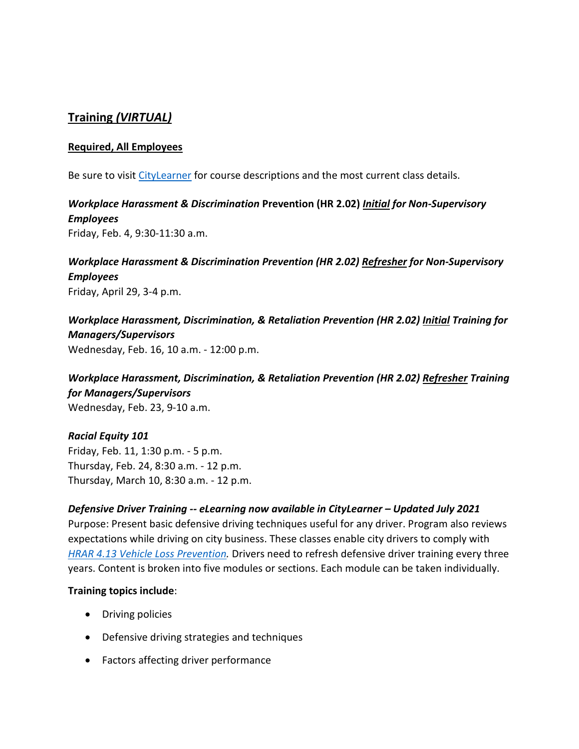## **Training *(VIRTUAL)***

### **Required, All Employees**

Be sure to visit [CityLearner](CityLearner) for course descriptions and the most current class details.

***Workplace Harassment & Discrimination* Prevention (HR 2.02) *Initial for Non-Supervisory Employees***
Friday, Feb. 4, 9:30-11:30 a.m.

***Workplace Harassment & Discrimination Prevention (HR 2.02) Refresher for Non-Supervisory Employees***
Friday, April 29, 3-4 p.m.

***Workplace Harassment, Discrimination, & Retaliation Prevention (HR 2.02) Initial Training for Managers/Supervisors***
Wednesday, Feb. 16, 10 a.m. - 12:00 p.m.

***Workplace Harassment, Discrimination, & Retaliation Prevention (HR 2.02) Refresher Training for Managers/Supervisors***
Wednesday, Feb. 23, 9-10 a.m.

***Racial Equity 101***
Friday, Feb. 11, 1:30 p.m. - 5 p.m.
Thursday, Feb. 24, 8:30 a.m. - 12 p.m.
Thursday, March 10, 8:30 a.m. - 12 p.m.

***Defensive Driver Training -- eLearning now available in CityLearner – Updated July 2021***
Purpose: Present basic defensive driving techniques useful for any driver. Program also reviews expectations while driving on city business. These classes enable city drivers to comply with *HRAR 4.13 Vehicle Loss Prevention.* Drivers need to refresh defensive driver training every three years. Content is broken into five modules or sections. Each module can be taken individually.

**Training topics include**:

- Driving policies
- Defensive driving strategies and techniques
- Factors affecting driver performance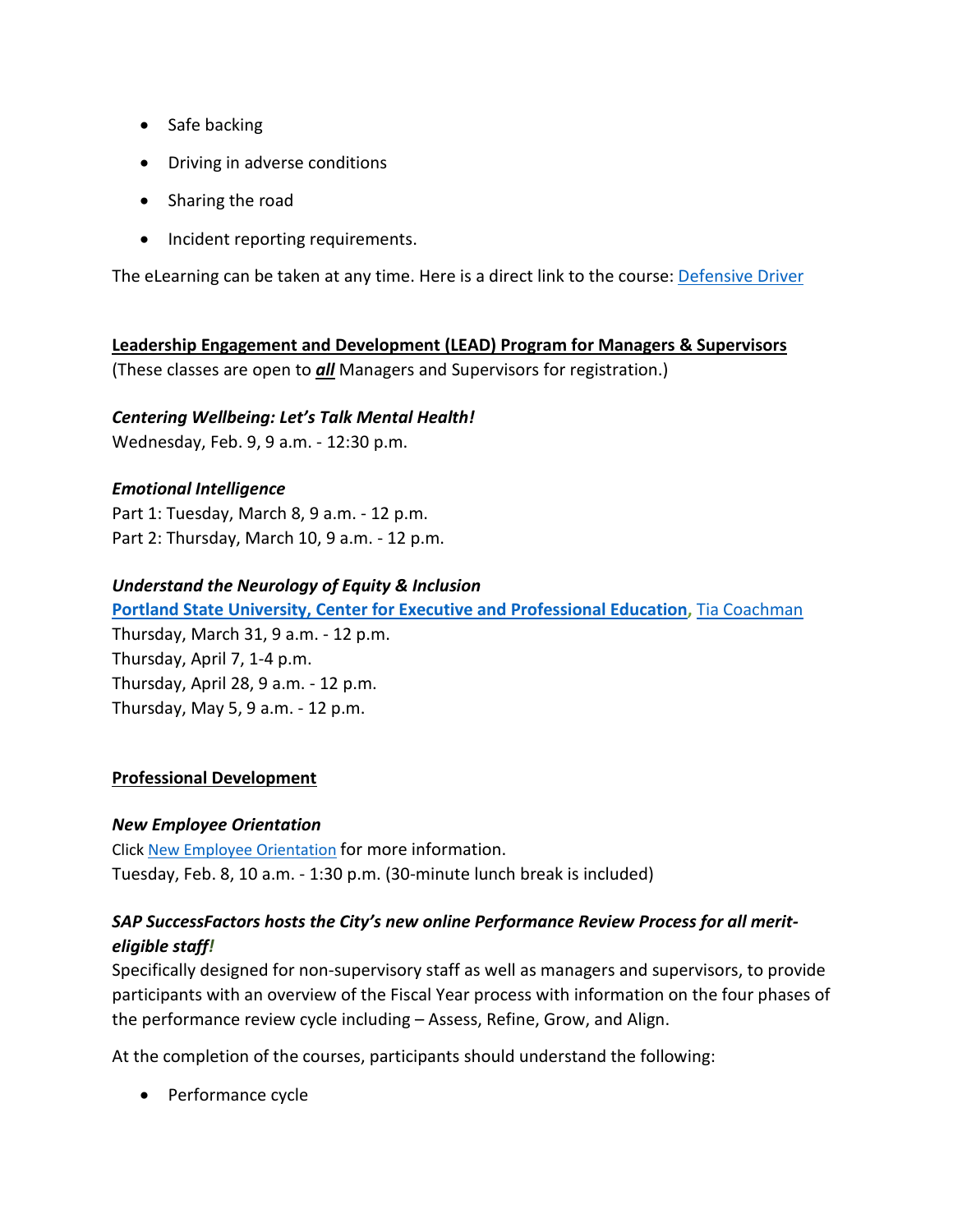- Safe backing
- Driving in adverse conditions
- Sharing the road
- Incident reporting requirements.

The eLearning can be taken at any time. Here is a direct link to the course: Defensive Driver

**Leadership Engagement and Development (LEAD) Program for Managers & Supervisors**

(These classes are open to ***all*** Managers and Supervisors for registration.)

***Centering Wellbeing: Let's Talk Mental Health!***

Wednesday, Feb. 9, 9 a.m. - 12:30 p.m.

***Emotional Intelligence***

Part 1: Tuesday, March 8, 9 a.m. - 12 p.m.

Part 2: Thursday, March 10, 9 a.m. - 12 p.m.

***Understand the Neurology of Equity & Inclusion***

**Portland State University, Center for Executive and Professional Education**, Tia Coachman

Thursday, March 31, 9 a.m. - 12 p.m.

Thursday, April 7, 1-4 p.m.

Thursday, April 28, 9 a.m. - 12 p.m.

Thursday, May 5, 9 a.m. - 12 p.m.

**Professional Development**

***New Employee Orientation***

Click New Employee Orientation for more information.

Tuesday, Feb. 8, 10 a.m. - 1:30 p.m. (30-minute lunch break is included)

***SAP SuccessFactors hosts the City's new online Performance Review Process for all merit-eligible staff!***

Specifically designed for non-supervisory staff as well as managers and supervisors, to provide participants with an overview of the Fiscal Year process with information on the four phases of the performance review cycle including – Assess, Refine, Grow, and Align.

At the completion of the courses, participants should understand the following:

- Performance cycle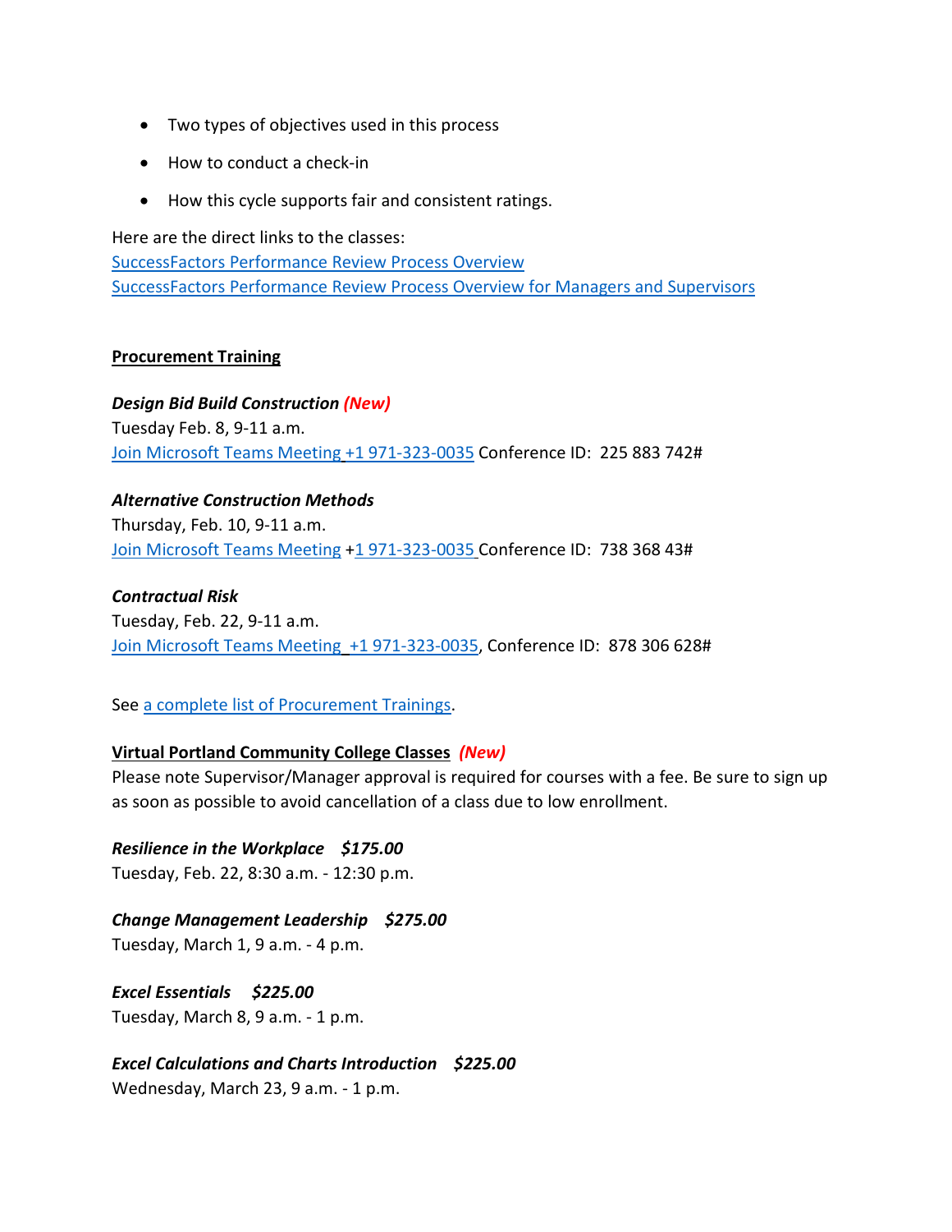- Two types of objectives used in this process
- How to conduct a check-in
- How this cycle supports fair and consistent ratings.

Here are the direct links to the classes:
SuccessFactors Performance Review Process Overview
SuccessFactors Performance Review Process Overview for Managers and Supervisors

**Procurement Training**

***Design Bid Build Construction*** ***(New)***
Tuesday Feb. 8, 9-11 a.m.
Join Microsoft Teams Meeting +1 971-323-0035 Conference ID: 225 883 742#

***Alternative Construction Methods***
Thursday, Feb. 10, 9-11 a.m.
Join Microsoft Teams Meeting +1 971-323-0035 Conference ID: 738 368 43#

***Contractual Risk***
Tuesday, Feb. 22, 9-11 a.m.
Join Microsoft Teams Meeting +1 971-323-0035, Conference ID: 878 306 628#

See a complete list of Procurement Trainings.

**Virtual Portland Community College Classes** ***(New)***
Please note Supervisor/Manager approval is required for courses with a fee. Be sure to sign up as soon as possible to avoid cancellation of a class due to low enrollment.

***Resilience in the Workplace $175.00***
Tuesday, Feb. 22, 8:30 a.m. - 12:30 p.m.

***Change Management Leadership $275.00***
Tuesday, March 1, 9 a.m. - 4 p.m.

***Excel Essentials $225.00***
Tuesday, March 8, 9 a.m. - 1 p.m.

***Excel Calculations and Charts Introduction $225.00***
Wednesday, March 23, 9 a.m. - 1 p.m.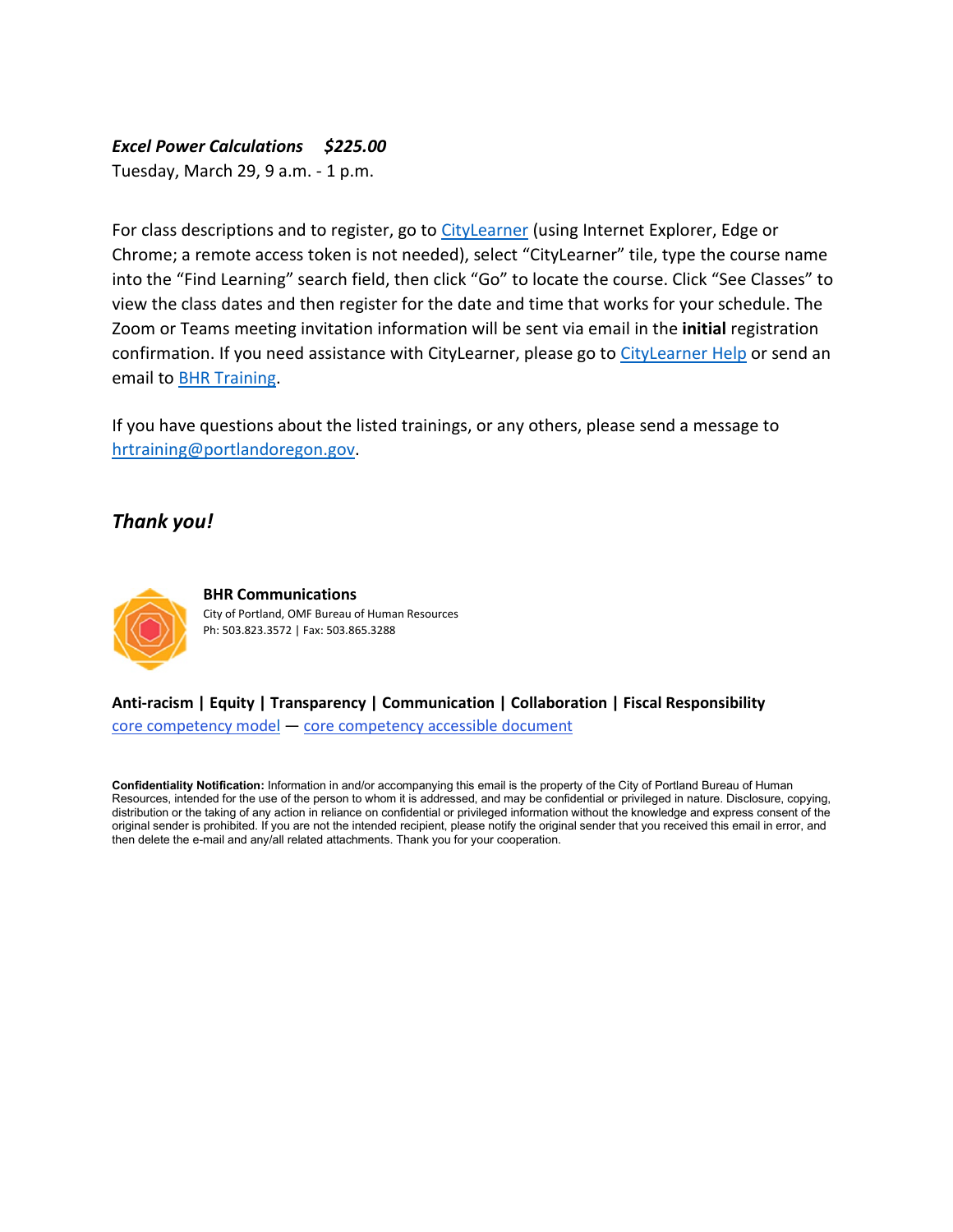***Excel Power Calculations     $225.00***
Tuesday, March 29, 9 a.m. - 1 p.m.

For class descriptions and to register, go to [CityLearner] (using Internet Explorer, Edge or Chrome; a remote access token is not needed), select “CityLearner” tile, type the course name into the “Find Learning” search field, then click “Go” to locate the course. Click “See Classes” to view the class dates and then register for the date and time that works for your schedule. The Zoom or Teams meeting invitation information will be sent via email in the **initial** registration confirmation. If you need assistance with CityLearner, please go to [CityLearner Help] or send an email to [BHR Training].

If you have questions about the listed trainings, or any others, please send a message to hrtraining@portlandoregon.gov.

***Thank you!***

**BHR Communications**
City of Portland, OMF Bureau of Human Resources
Ph: 503.823.3572 | Fax: 503.865.3288

**Anti-racism | Equity | Transparency | Communication | Collaboration | Fiscal Responsibility**
core competency model — core competency accessible document

**Confidentiality Notification:** Information in and/or accompanying this email is the property of the City of Portland Bureau of Human Resources, intended for the use of the person to whom it is addressed, and may be confidential or privileged in nature. Disclosure, copying, distribution or the taking of any action in reliance on confidential or privileged information without the knowledge and express consent of the original sender is prohibited. If you are not the intended recipient, please notify the original sender that you received this email in error, and then delete the e-mail and any/all related attachments. Thank you for your cooperation.